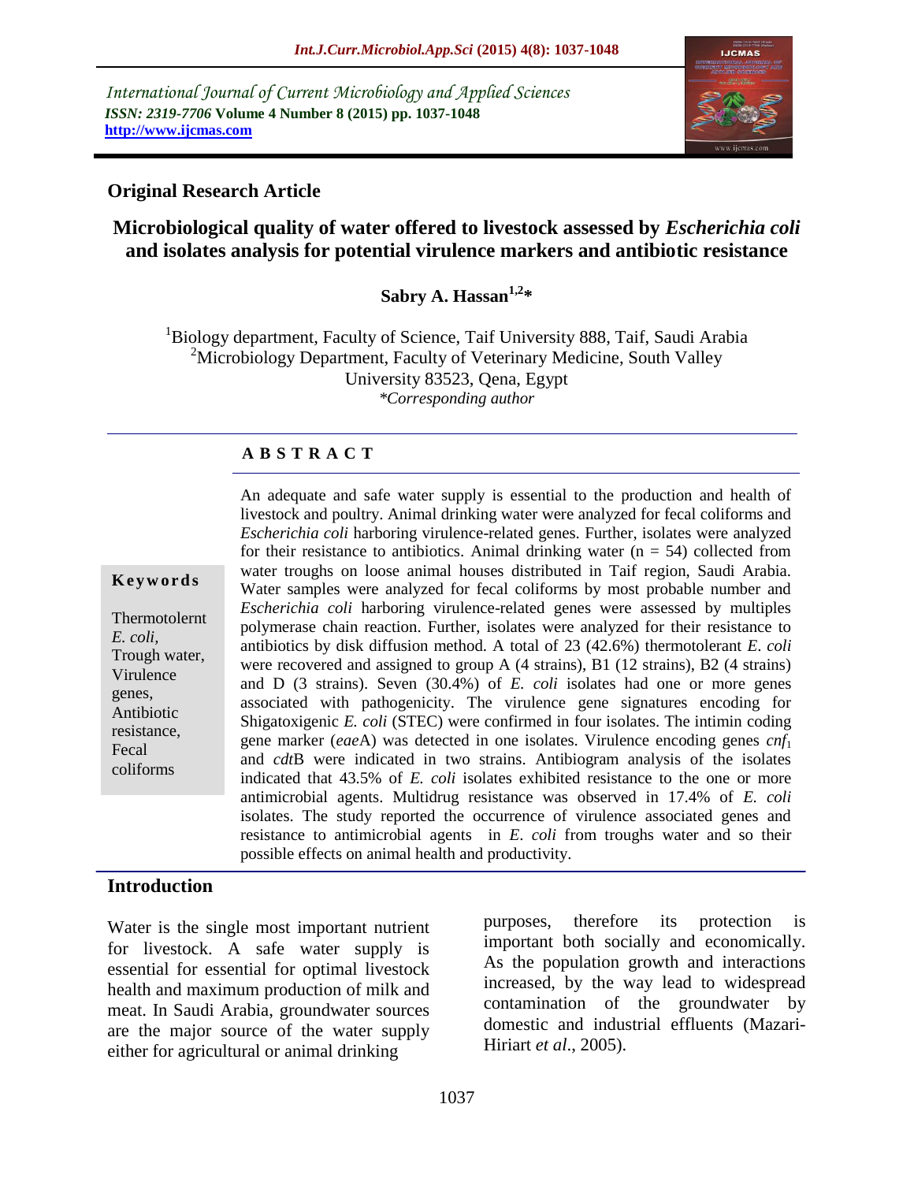International Journal of Current Microbiology and Applied Sciences
*ISSN: 2319-7706* **Volume 4 Number 8 (2015) pp. 1037-1048**
**http://www.ijcmas.com**

## Original Research Article

# Microbiological quality of water offered to livestock assessed by *Escherichia coli* and isolates analysis for potential virulence markers and antibiotic resistance

**Sabry A. Hassan[1,2]***

[1]Biology department, Faculty of Science, Taif University 888, Taif, Saudi Arabia
[2]Microbiology Department, Faculty of Veterinary Medicine, South Valley University 83523, Qena, Egypt
*Corresponding author

### A B S T R A C T

**Keywords**

Thermotolernt *E. coli*, Trough water, Virulence genes, Antibiotic resistance, Fecal coliforms

An adequate and safe water supply is essential to the production and health of livestock and poultry. Animal drinking water were analyzed for fecal coliforms and *Escherichia coli* harboring virulence-related genes. Further, isolates were analyzed for their resistance to antibiotics. Animal drinking water (n = 54) collected from water troughs on loose animal houses distributed in Taif region, Saudi Arabia. Water samples were analyzed for fecal coliforms by most probable number and *Escherichia coli* harboring virulence-related genes were assessed by multiples polymerase chain reaction. Further, isolates were analyzed for their resistance to antibiotics by disk diffusion method. A total of 23 (42.6%) thermotolerant *E. coli* were recovered and assigned to group A (4 strains), B1 (12 strains), B2 (4 strains) and D (3 strains). Seven (30.4%) of *E. coli* isolates had one or more genes associated with pathogenicity. The virulence gene signatures encoding for Shigatoxigenic *E. coli* (STEC) were confirmed in four isolates. The intimin coding gene marker (*eae*A) was detected in one isolates. Virulence encoding genes $cnf_1$ and *cdt*B were indicated in two strains. Antibiogram analysis of the isolates indicated that 43.5% of *E. coli* isolates exhibited resistance to the one or more antimicrobial agents. Multidrug resistance was observed in 17.4% of *E. coli* isolates. The study reported the occurrence of virulence associated genes and resistance to antimicrobial agents in *E. coli* from troughs water and so their possible effects on animal health and productivity.

## Introduction

Water is the single most important nutrient for livestock. A safe water supply is essential for essential for optimal livestock health and maximum production of milk and meat. In Saudi Arabia, groundwater sources are the major source of the water supply either for agricultural or animal drinking purposes, therefore its protection is important both socially and economically. As the population growth and interactions increased, by the way lead to widespread contamination of the groundwater by domestic and industrial effluents (Mazari-Hiriart *et al*., 2005).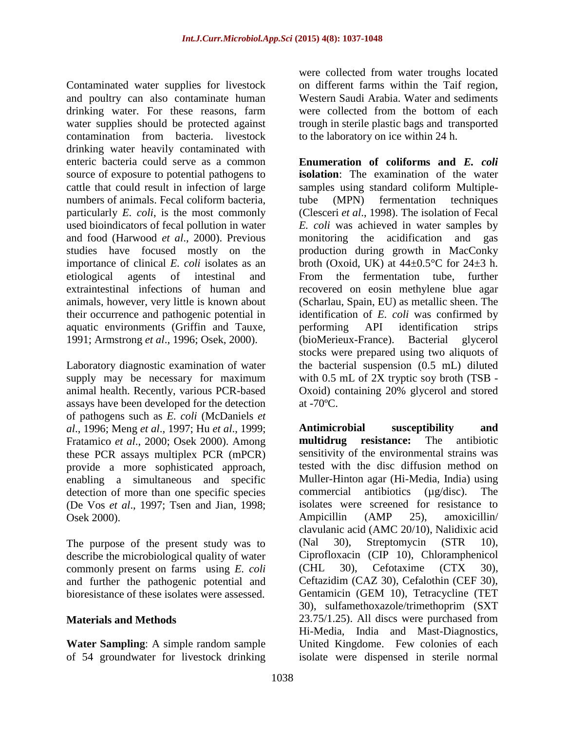Contaminated water supplies for livestock and poultry can also contaminate human drinking water. For these reasons, farm water supplies should be protected against contamination from bacteria. livestock drinking water heavily contaminated with enteric bacteria could serve as a common source of exposure to potential pathogens to cattle that could result in infection of large numbers of animals. Fecal coliform bacteria, particularly *E. coli*, is the most commonly used bioindicators of fecal pollution in water and food (Harwood *et al*., 2000). Previous studies have focused mostly on the importance of clinical *E. coli* isolates as an etiological agents of intestinal and extraintestinal infections of human and animals, however, very little is known about their occurrence and pathogenic potential in aquatic environments (Griffin and Tauxe, 1991; Armstrong *et al*., 1996; Osek, 2000).

Laboratory diagnostic examination of water supply may be necessary for maximum animal health. Recently, various PCR-based assays have been developed for the detection of pathogens such as *E. coli* (McDaniels *et al*., 1996; Meng *et al*., 1997; Hu *et al*., 1999; Fratamico *et al*., 2000; Osek 2000). Among these PCR assays multiplex PCR (mPCR) provide a more sophisticated approach, enabling a simultaneous and specific detection of more than one specific species (De Vos *et al*., 1997; Tsen and Jian, 1998; Osek 2000).

The purpose of the present study was to describe the microbiological quality of water commonly present on farms using *E. coli* and further the pathogenic potential and bioresistance of these isolates were assessed.

## Materials and Methods

**Water Sampling**: A simple random sample of 54 groundwater for livestock drinking were collected from water troughs located on different farms within the Taif region, Western Saudi Arabia. Water and sediments were collected from the bottom of each trough in sterile plastic bags and transported to the laboratory on ice within 24 h.

**Enumeration of coliforms and *E. coli* isolation**: The examination of the water samples using standard coliform Multiple-tube (MPN) fermentation techniques (Clesceri *et al*., 1998). The isolation of Fecal *E. coli* was achieved in water samples by monitoring the acidification and gas production during growth in MacConky broth (Oxoid, UK) at 44±0.5°C for 24±3 h. From the fermentation tube, further recovered on eosin methylene blue agar (Scharlau, Spain, EU) as metallic sheen. The identification of *E. coli* was confirmed by performing API identification strips (bioMerieux-France). Bacterial glycerol stocks were prepared using two aliquots of the bacterial suspension (0.5 mL) diluted with 0.5 mL of 2X tryptic soy broth (TSB - Oxoid) containing 20% glycerol and stored at -70ºC.

**Antimicrobial susceptibility and multidrug resistance:** The antibiotic sensitivity of the environmental strains was tested with the disc diffusion method on Muller-Hinton agar (Hi-Media, India) using commercial antibiotics (µg/disc). The isolates were screened for resistance to Ampicillin (AMP 25), amoxicillin/ clavulanic acid (AMC 20/10), Nalidixic acid (Nal 30), Streptomycin (STR 10), Ciprofloxacin (CIP 10), Chloramphenicol (CHL 30), Cefotaxime (CTX 30), Ceftazidim (CAZ 30), Cefalothin (CEF 30), Gentamicin (GEM 10), Tetracycline (TET 30), sulfamethoxazole/trimethoprim (SXT 23.75/1.25). All discs were purchased from Hi-Media, India and Mast-Diagnostics, United Kingdome. Few colonies of each isolate were dispensed in sterile normal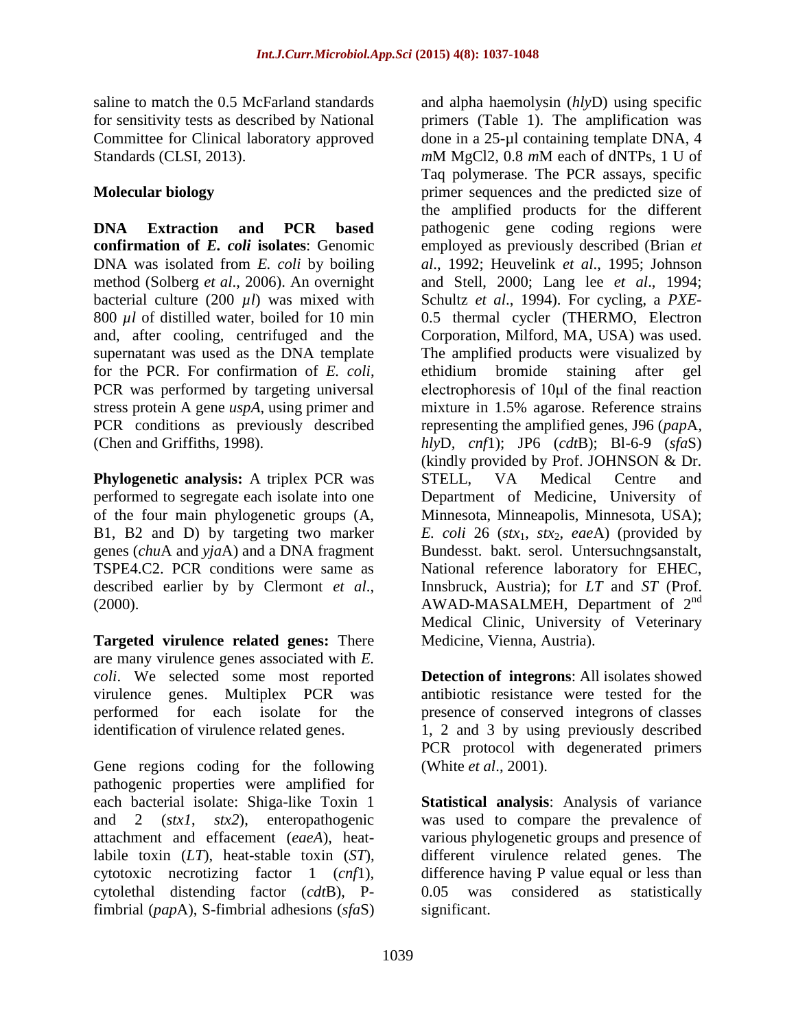saline to match the 0.5 McFarland standards for sensitivity tests as described by National Committee for Clinical laboratory approved Standards (CLSI, 2013).

## Molecular biology

**DNA Extraction and PCR based confirmation of *E. coli* isolates**: Genomic DNA was isolated from *E. coli* by boiling method (Solberg *et al*., 2006). An overnight bacterial culture (200 *µl*) was mixed with 800 *µl* of distilled water, boiled for 10 min and, after cooling, centrifuged and the supernatant was used as the DNA template for the PCR. For confirmation of *E. coli*, PCR was performed by targeting universal stress protein A gene *uspA*, using primer and PCR conditions as previously described (Chen and Griffiths, 1998).

**Phylogenetic analysis:** A triplex PCR was performed to segregate each isolate into one of the four main phylogenetic groups (A, B1, B2 and D) by targeting two marker genes (*chu*A and *yja*A) and a DNA fragment TSPE4.C2. PCR conditions were same as described earlier by by Clermont *et al*., (2000).

**Targeted virulence related genes:** There are many virulence genes associated with *E. coli*. We selected some most reported virulence genes. Multiplex PCR was performed for each isolate for the identification of virulence related genes.

Gene regions coding for the following pathogenic properties were amplified for each bacterial isolate: Shiga-like Toxin 1 and 2 (*stx1*, *stx2*), enteropathogenic attachment and effacement (*eaeA*), heat-labile toxin (*LT*), heat-stable toxin (*ST*), cytotoxic necrotizing factor 1 (*cnf*1), cytolethal distending factor (*cdt*B), P-fimbrial (*pap*A), S-fimbrial adhesions (*sfa*S) and alpha haemolysin (*hly*D) using specific primers (Table 1). The amplification was done in a 25-µl containing template DNA, 4 *m*M MgCl2, 0.8 *m*M each of dNTPs, 1 U of Taq polymerase. The PCR assays, specific primer sequences and the predicted size of the amplified products for the different pathogenic gene coding regions were employed as previously described (Brian *et al*., 1992; Heuvelink *et al*., 1995; Johnson and Stell, 2000; Lang lee *et al*., 1994; Schultz *et al*., 1994). For cycling, a *PXE*-0.5 thermal cycler (THERMO, Electron Corporation, Milford, MA, USA) was used. The amplified products were visualized by ethidium bromide staining after gel electrophoresis of 10µl of the final reaction mixture in 1.5% agarose. Reference strains representing the amplified genes, J96 (*pap*A, *hly*D, *cnf*1); JP6 (*cdt*B); Bl-6-9 (*sfa*S) (kindly provided by Prof. JOHNSON & Dr. STELL, VA Medical Centre and Department of Medicine, University of Minnesota, Minneapolis, Minnesota, USA); *E. coli* 26 ($stx_1$, $stx_2$, *eae*A) (provided by Bundesst. bakt. serol. Untersuchngsanstalt, National reference laboratory for EHEC, Innsbruck, Austria); for *LT* and *ST* (Prof. AWAD-MASALMEH, Department of 2nd Medical Clinic, University of Veterinary Medicine, Vienna, Austria).

**Detection of integrons**: All isolates showed antibiotic resistance were tested for the presence of conserved integrons of classes 1, 2 and 3 by using previously described PCR protocol with degenerated primers (White *et al*., 2001).

**Statistical analysis**: Analysis of variance was used to compare the prevalence of various phylogenetic groups and presence of different virulence related genes. The difference having P value equal or less than 0.05 was considered as statistically significant.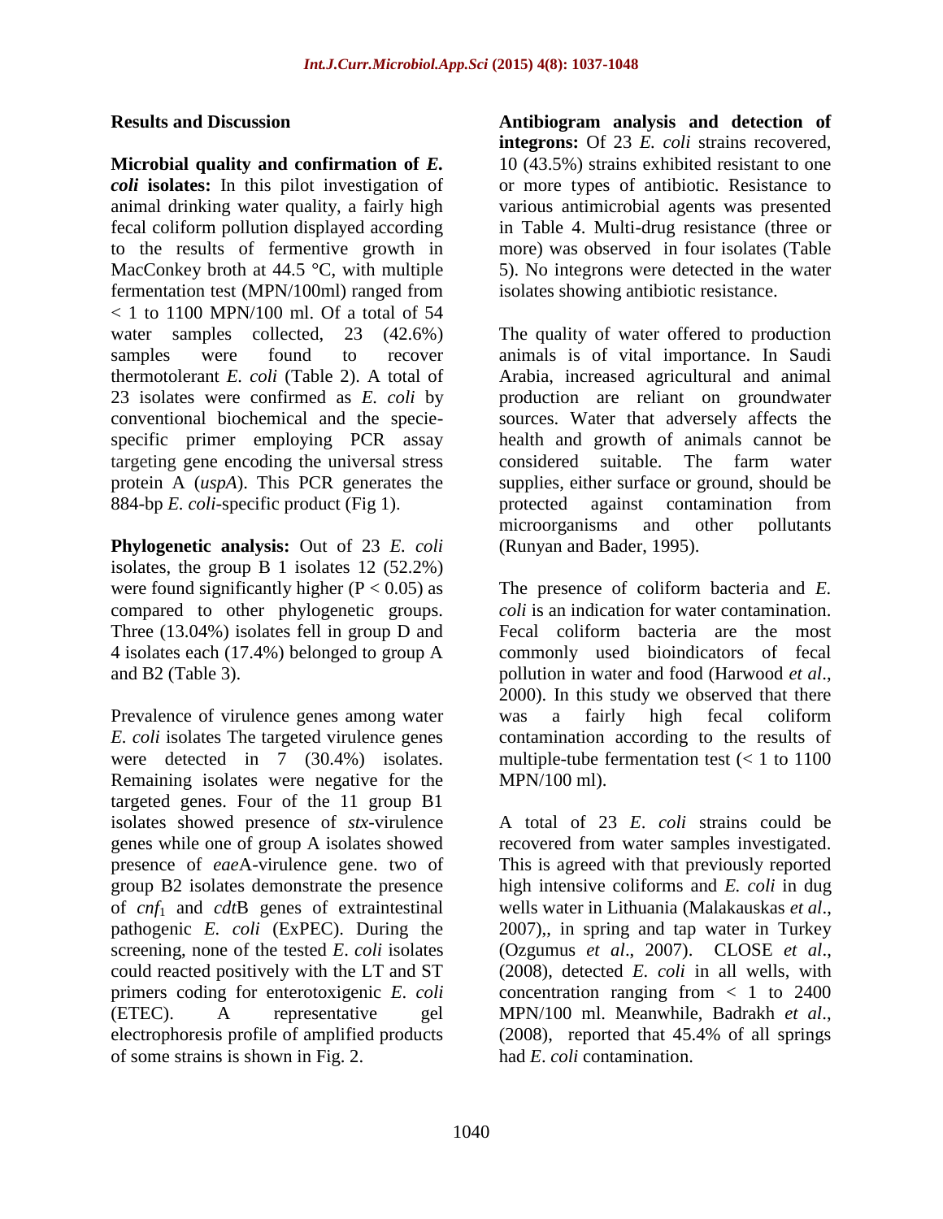## Results and Discussion

**Microbial quality and confirmation of *E. coli* isolates:** In this pilot investigation of animal drinking water quality, a fairly high fecal coliform pollution displayed according to the results of fermentive growth in MacConkey broth at 44.5 °C, with multiple fermentation test (MPN/100ml) ranged from < 1 to 1100 MPN/100 ml. Of a total of 54 water samples collected, 23 (42.6%) samples were found to recover thermotolerant *E. coli* (Table 2). A total of 23 isolates were confirmed as *E. coli* by conventional biochemical and the specie-specific primer employing PCR assay targeting gene encoding the universal stress protein A (*uspA*). This PCR generates the 884-bp *E. coli*-specific product (Fig 1).

**Phylogenetic analysis:** Out of 23 *E. coli* isolates, the group B 1 isolates 12 (52.2%) were found significantly higher ($P < 0.05$) as compared to other phylogenetic groups. Three (13.04%) isolates fell in group D and 4 isolates each (17.4%) belonged to group A and B2 (Table 3).

Prevalence of virulence genes among water *E. coli* isolates The targeted virulence genes were detected in 7 (30.4%) isolates. Remaining isolates were negative for the targeted genes. Four of the 11 group B1 isolates showed presence of *stx*-virulence genes while one of group A isolates showed presence of *eae*A-virulence gene. two of group B2 isolates demonstrate the presence of $cnf_1$ and *cdt*B genes of extraintestinal pathogenic *E. coli* (ExPEC). During the screening, none of the tested *E. coli* isolates could reacted positively with the LT and ST primers coding for enterotoxigenic *E. coli* (ETEC). A representative gel electrophoresis profile of amplified products of some strains is shown in Fig. 2.

**Antibiogram analysis and detection of integrons:** Of 23 *E. coli* strains recovered, 10 (43.5%) strains exhibited resistant to one or more types of antibiotic. Resistance to various antimicrobial agents was presented in Table 4. Multi-drug resistance (three or more) was observed in four isolates (Table 5). No integrons were detected in the water isolates showing antibiotic resistance.

The quality of water offered to production animals is of vital importance. In Saudi Arabia, increased agricultural and animal production are reliant on groundwater sources. Water that adversely affects the health and growth of animals cannot be considered suitable. The farm water supplies, either surface or ground, should be protected against contamination from microorganisms and other pollutants (Runyan and Bader, 1995).

The presence of coliform bacteria and *E. coli* is an indication for water contamination. Fecal coliform bacteria are the most commonly used bioindicators of fecal pollution in water and food (Harwood *et al*., 2000). In this study we observed that there was a fairly high fecal coliform contamination according to the results of multiple-tube fermentation test (< 1 to 1100 MPN/100 ml).

A total of 23 *E. coli* strains could be recovered from water samples investigated. This is agreed with that previously reported high intensive coliforms and *E. coli* in dug wells water in Lithuania (Malakauskas *et al*., 2007),, in spring and tap water in Turkey (Ozgumus *et al*., 2007). CLOSE *et al*., (2008), detected *E. coli* in all wells, with concentration ranging from < 1 to 2400 MPN/100 ml. Meanwhile, Badrakh *et al*., (2008), reported that 45.4% of all springs had *E. coli* contamination.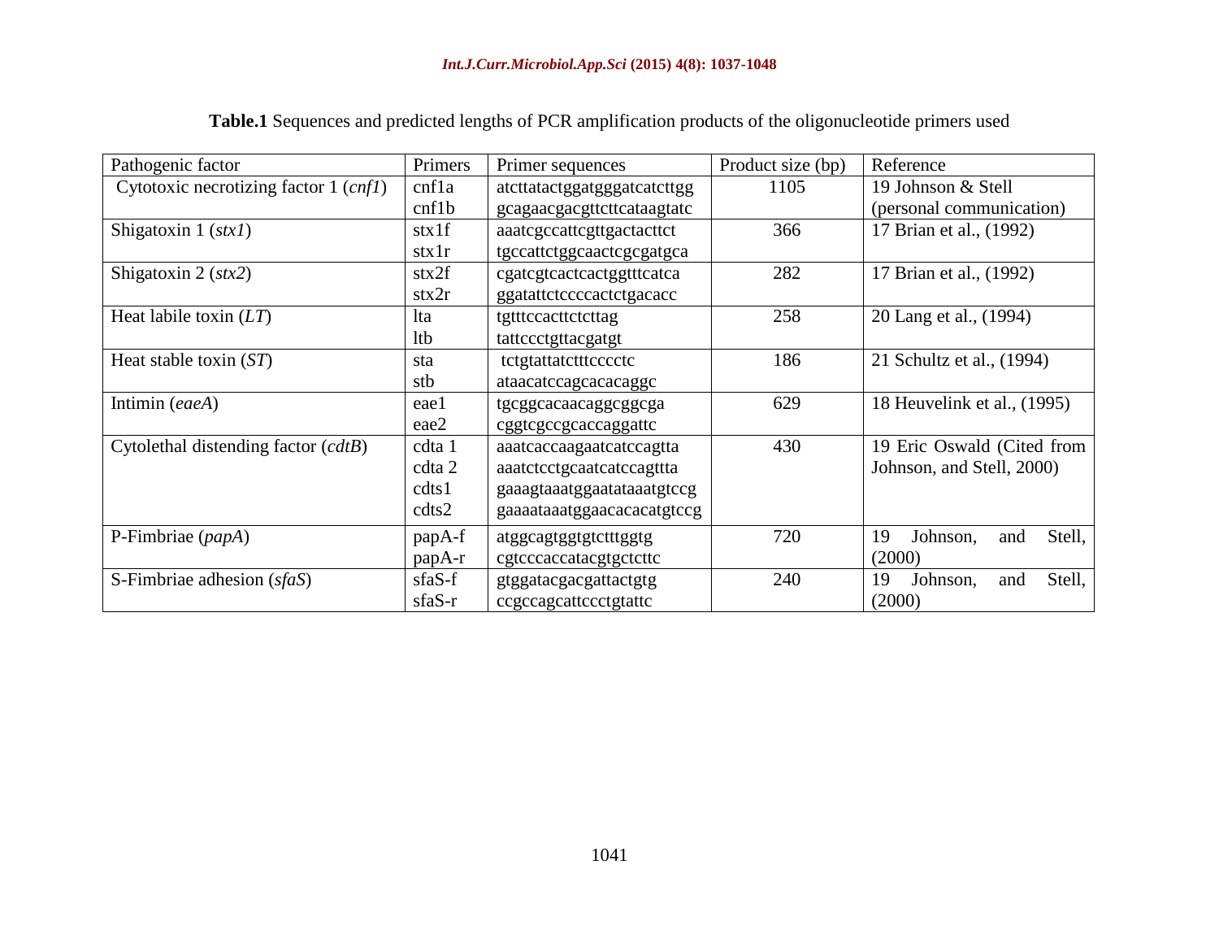**Table.1** Sequences and predicted lengths of PCR amplification products of the oligonucleotide primers used

| Pathogenic factor | Primers | Primer sequences | Product size (bp) | Reference |
|---|---|---|---|---|
| Cytotoxic necrotizing factor 1 (*cnf1*) | cnf1a<br>cnf1b | atcttatactggatgggatcatcttgg<br>gcagaacgacgttcttcataagtatc | 1105 | 19 Johnson & Stell (personal communication) |
| Shigatoxin 1 (*stx1*) | stx1f<br>stx1r | aaatcgccattcgttgactacttct<br>tgccattctggcaactcgcgatgca | 366 | 17 Brian et al., (1992) |
| Shigatoxin 2 (*stx2*) | stx2f<br>stx2r | cgatcgtcactcactggtttcatca<br>ggatattctccccactctgacacc | 282 | 17 Brian et al., (1992) |
| Heat labile toxin (*LT*) | lta<br>ltb | tgtttccacttctcttag<br>tattccctgttacgatgt | 258 | 20 Lang et al., (1994) |
| Heat stable toxin (*ST*) | sta<br>stb | tctgtattatctttcccctc<br>ataacatccagcacacaggc | 186 | 21 Schultz et al., (1994) |
| Intimin (*eaeA*) | eae1<br>eae2 | tgcggcacaacaggcggcga<br>cggtcgccgcaccaggattc | 629 | 18 Heuvelink et al., (1995) |
| Cytolethal distending factor (*cdtB*) | cdta 1<br>cdta 2<br>cdts1<br>cdts2 | aaatcaccaagaatcatccagtta<br>aaatctcctgcaatcatccagttta<br>gaaagtaaatggaatataaatgtccg<br>gaaaataaatggaacacacatgtccg | 430 | 19 Eric Oswald (Cited from Johnson, and Stell, 2000) |
| P-Fimbriae (*papA*) | papA-f<br>papA-r | atggcagtggtgtctttggtg<br>cgtcccaccatacgtgctcttc | 720 | 19 Johnson, and Stell, (2000) |
| S-Fimbriae adhesion (*sfaS*) | sfaS-f<br>sfaS-r | gtggatacgacgattactgtg<br>ccgccagcattccctgtattc | 240 | 19 Johnson, and Stell, (2000) |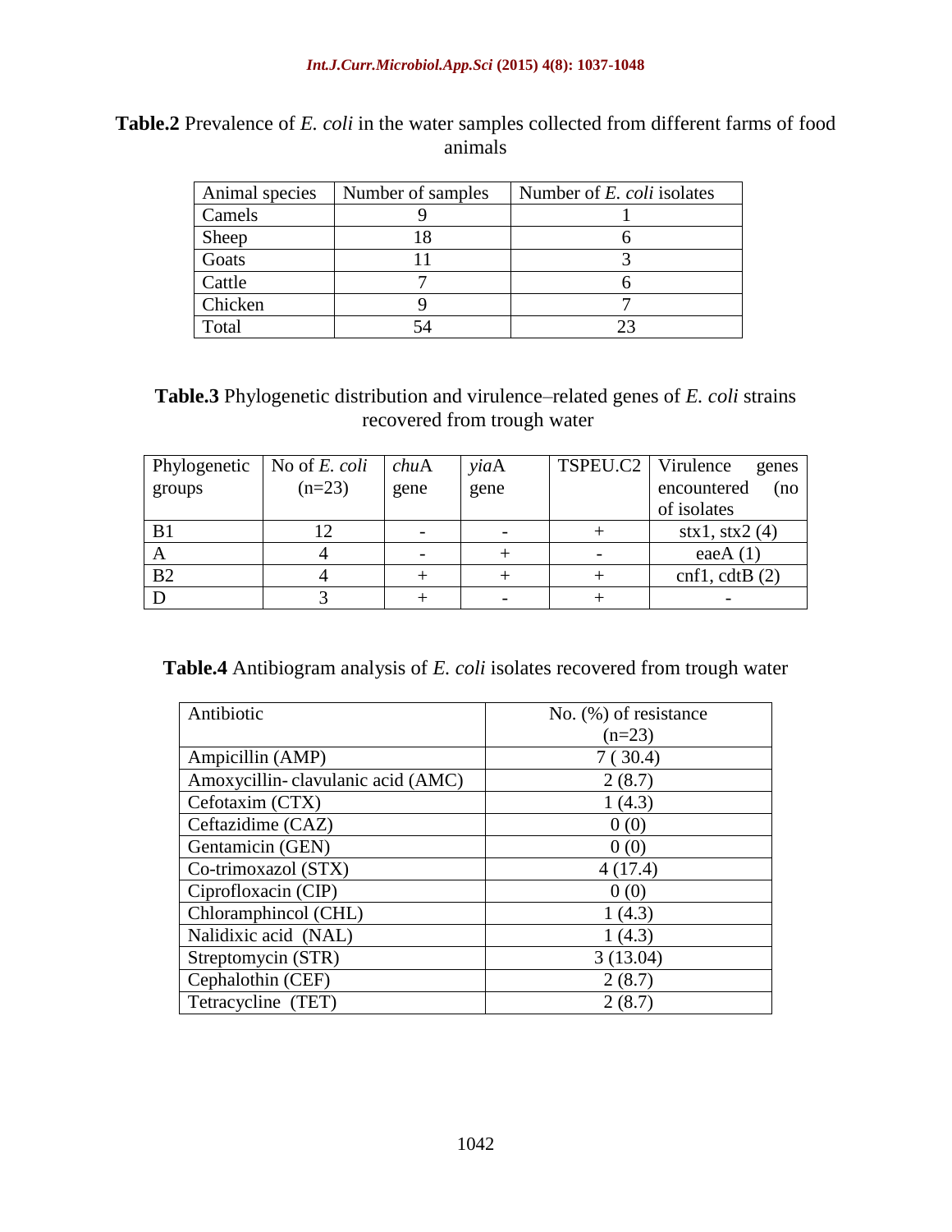**Table.2** Prevalence of *E. coli* in the water samples collected from different farms of food animals

| Animal species | Number of samples | Number of *E. coli* isolates |
|---|---|---|
| Camels | 9 | 1 |
| Sheep | 18 | 6 |
| Goats | 11 | 3 |
| Cattle | 7 | 6 |
| Chicken | 9 | 7 |
| Total | 54 | 23 |

**Table.3** Phylogenetic distribution and virulence–related genes of *E. coli* strains recovered from trough water

| Phylogenetic groups | No of *E. coli* (n=23) | *chu*A gene | *yia*A gene | TSPEU.C2 | Virulence genes encountered (no of isolates |
|---|---|---|---|---|---|
| B1 | 12 | - | - | + | stx1, stx2 (4) |
| A | 4 | - | + | - | eaeA (1) |
| B2 | 4 | + | + | + | cnf1, cdtB (2) |
| D | 3 | + | - | + | - |

**Table.4** Antibiogram analysis of *E. coli* isolates recovered from trough water

| Antibiotic | No. (%) of resistance (n=23) |
|---|---|
| Ampicillin (AMP) | 7 ( 30.4) |
| Amoxycillin- clavulanic acid (AMC) | 2 (8.7) |
| Cefotaxim (CTX) | 1 (4.3) |
| Ceftazidime (CAZ) | 0 (0) |
| Gentamicin (GEN) | 0 (0) |
| Co-trimoxazol (STX) | 4 (17.4) |
| Ciprofloxacin (CIP) | 0 (0) |
| Chloramphincol (CHL) | 1 (4.3) |
| Nalidixic acid (NAL) | 1 (4.3) |
| Streptomycin (STR) | 3 (13.04) |
| Cephalothin (CEF) | 2 (8.7) |
| Tetracycline (TET) | 2 (8.7) |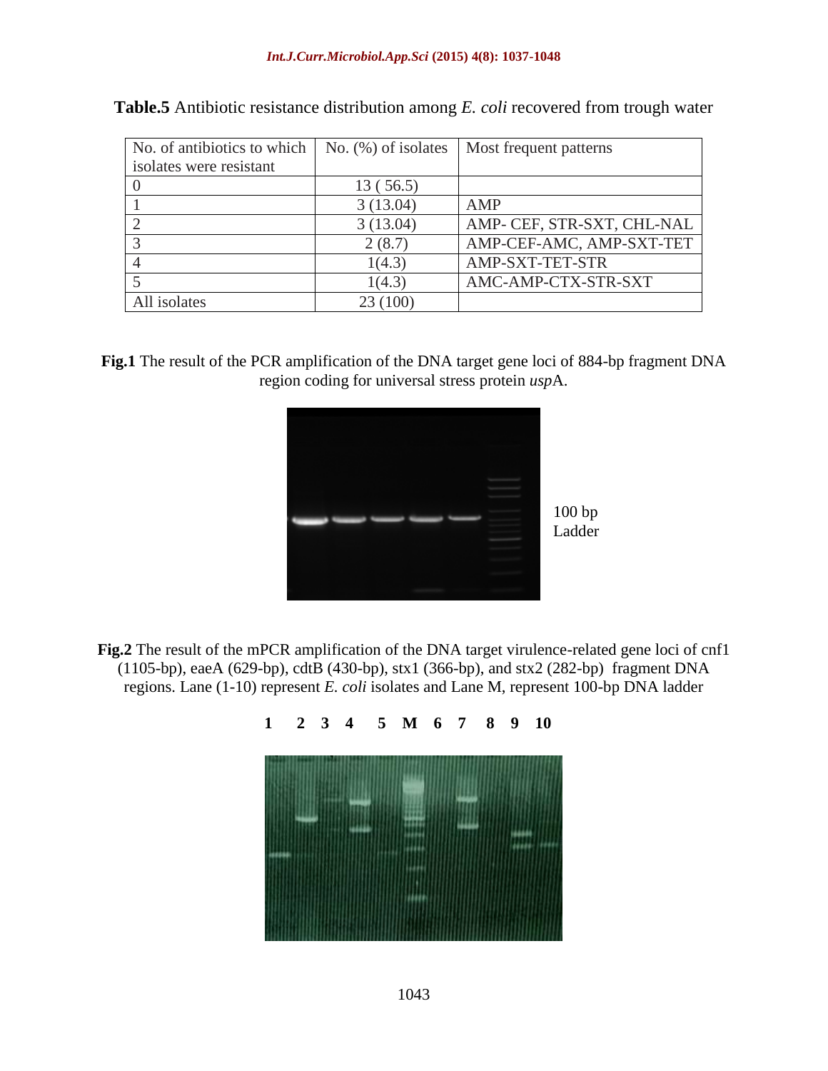**Table.5** Antibiotic resistance distribution among *E. coli* recovered from trough water

| No. of antibiotics to which isolates were resistant | No. (%) of isolates | Most frequent patterns |
|---|---|---|
| 0 | 13 ( 56.5) | |
| 1 | 3 (13.04) | AMP |
| 2 | 3 (13.04) | AMP- CEF, STR-SXT, CHL-NAL |
| 3 | 2 (8.7) | AMP-CEF-AMC, AMP-SXT-TET |
| 4 | 1(4.3) | AMP-SXT-TET-STR |
| 5 | 1(4.3) | AMC-AMP-CTX-STR-SXT |
| All isolates | 23 (100) | |

**Fig.1** The result of the PCR amplification of the DNA target gene loci of 884-bp fragment DNA region coding for universal stress protein *usp*A.

100 bp Ladder

**Fig.2** The result of the mPCR amplification of the DNA target virulence-related gene loci of cnf1 (1105-bp), eaeA (629-bp), cdtB (430-bp), stx1 (366-bp), and stx2 (282-bp) fragment DNA regions. Lane (1-10) represent *E. coli* isolates and Lane M, represent 100-bp DNA ladder

**1 2 3 4 5 M 6 7 8 9 10**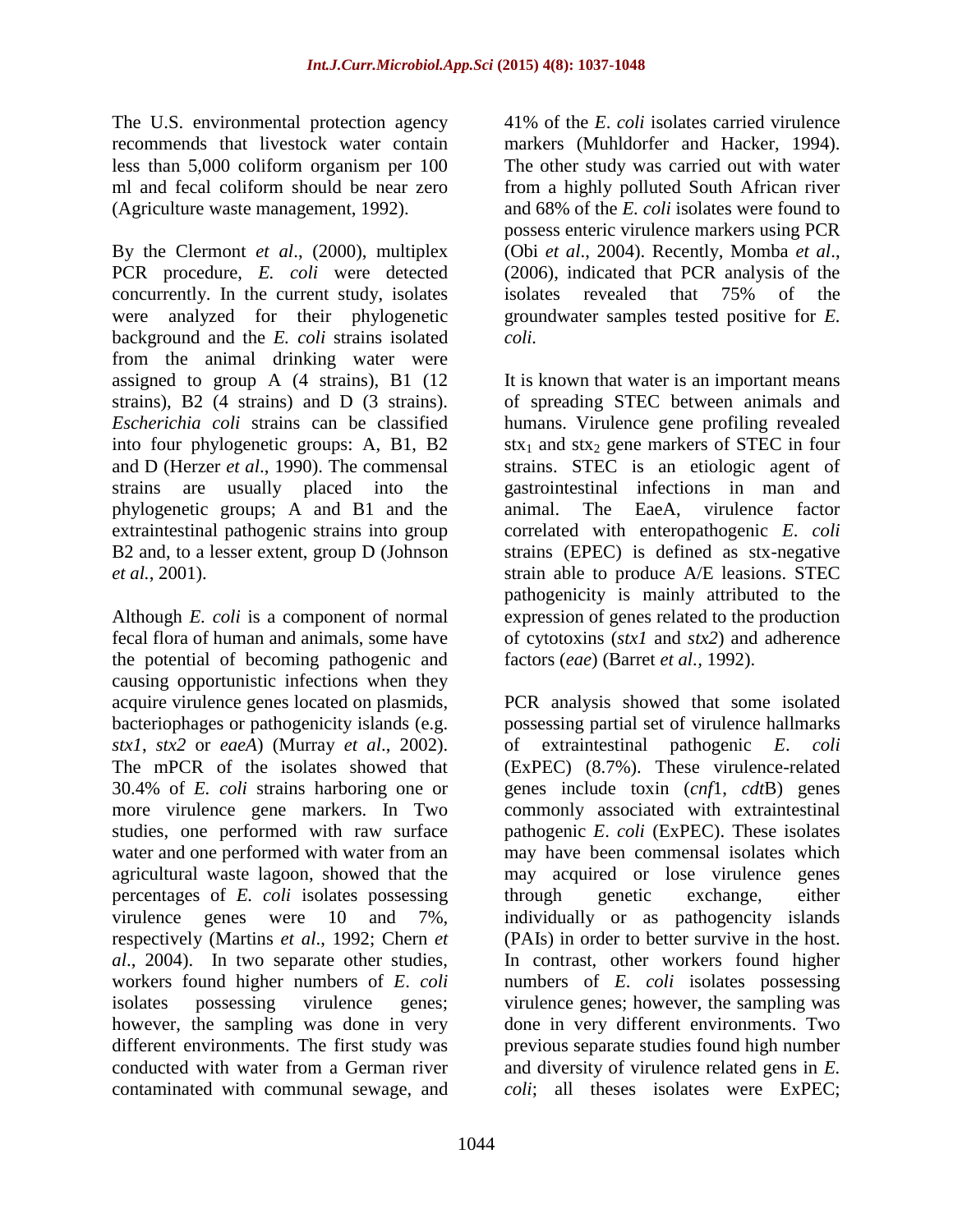The U.S. environmental protection agency recommends that livestock water contain less than 5,000 coliform organism per 100 ml and fecal coliform should be near zero (Agriculture waste management, 1992).

By the Clermont *et al*., (2000), multiplex PCR procedure, *E. coli* were detected concurrently. In the current study, isolates were analyzed for their phylogenetic background and the *E. coli* strains isolated from the animal drinking water were assigned to group A (4 strains), B1 (12 strains), B2 (4 strains) and D (3 strains). *Escherichia coli* strains can be classified into four phylogenetic groups: A, B1, B2 and D (Herzer *et al*., 1990). The commensal strains are usually placed into the phylogenetic groups; A and B1 and the extraintestinal pathogenic strains into group B2 and, to a lesser extent, group D (Johnson *et al.*, 2001).

Although *E. coli* is a component of normal fecal flora of human and animals, some have the potential of becoming pathogenic and causing opportunistic infections when they acquire virulence genes located on plasmids, bacteriophages or pathogenicity islands (e.g. *stx1*, *stx2* or *eaeA*) (Murray *et al*., 2002). The mPCR of the isolates showed that 30.4% of *E. coli* strains harboring one or more virulence gene markers. In Two studies, one performed with raw surface water and one performed with water from an agricultural waste lagoon, showed that the percentages of *E. coli* isolates possessing virulence genes were 10 and 7%, respectively (Martins *et al*., 1992; Chern *et al*., 2004). In two separate other studies, workers found higher numbers of *E. coli* isolates possessing virulence genes; however, the sampling was done in very different environments. The first study was conducted with water from a German river contaminated with communal sewage, and 41% of the *E. coli* isolates carried virulence markers (Muhldorfer and Hacker, 1994). The other study was carried out with water from a highly polluted South African river and 68% of the *E. coli* isolates were found to possess enteric virulence markers using PCR (Obi *et al*., 2004). Recently, Momba *et al*., (2006), indicated that PCR analysis of the isolates revealed that 75% of the groundwater samples tested positive for *E. coli.*

It is known that water is an important means of spreading STEC between animals and humans. Virulence gene profiling revealed $stx_1$ and $stx_2$ gene markers of STEC in four strains. STEC is an etiologic agent of gastrointestinal infections in man and animal. The EaeA, virulence factor correlated with enteropathogenic *E. coli* strains (EPEC) is defined as stx-negative strain able to produce A/E leasions. STEC pathogenicity is mainly attributed to the expression of genes related to the production of cytotoxins (*stx1* and *stx2*) and adherence factors (*eae*) (Barret *et al.*, 1992).

PCR analysis showed that some isolated possessing partial set of virulence hallmarks of extraintestinal pathogenic *E. coli* (ExPEC) (8.7%). These virulence-related genes include toxin (*cnf*1, *cdt*B) genes commonly associated with extraintestinal pathogenic *E. coli* (ExPEC). These isolates may have been commensal isolates which may acquired or lose virulence genes through genetic exchange, either individually or as pathogencity islands (PAIs) in order to better survive in the host. In contrast, other workers found higher numbers of *E. coli* isolates possessing virulence genes; however, the sampling was done in very different environments. Two previous separate studies found high number and diversity of virulence related gens in *E. coli*; all theses isolates were ExPEC;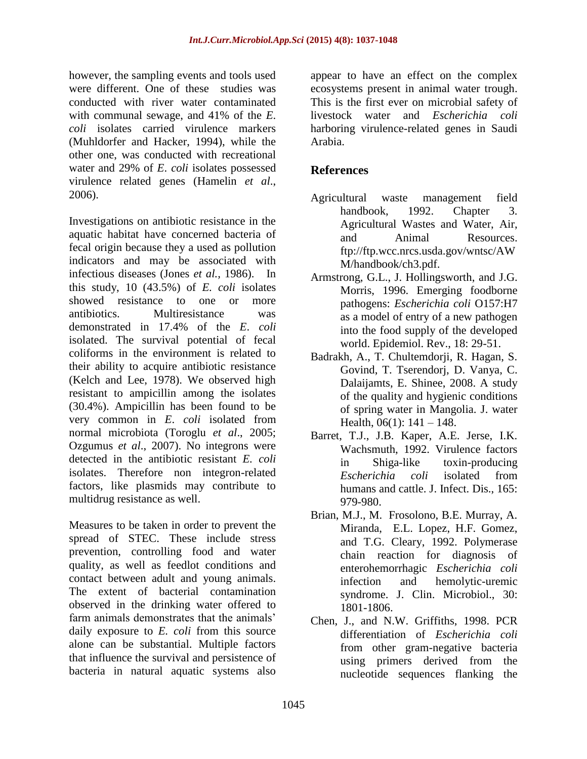however, the sampling events and tools used were different. One of these studies was conducted with river water contaminated with communal sewage, and 41% of the *E. coli* isolates carried virulence markers (Muhldorfer and Hacker, 1994), while the other one, was conducted with recreational water and 29% of *E. coli* isolates possessed virulence related genes (Hamelin *et al*., 2006).

Investigations on antibiotic resistance in the aquatic habitat have concerned bacteria of fecal origin because they a used as pollution indicators and may be associated with infectious diseases (Jones *et al.*, 1986). In this study, 10 (43.5%) of *E. coli* isolates showed resistance to one or more antibiotics. Multiresistance was demonstrated in 17.4% of the *E. coli* isolated. The survival potential of fecal coliforms in the environment is related to their ability to acquire antibiotic resistance (Kelch and Lee, 1978). We observed high resistant to ampicillin among the isolates (30.4%). Ampicillin has been found to be very common in *E. coli* isolated from normal microbiota (Toroglu *et al*., 2005; Ozgumus *et al*., 2007). No integrons were detected in the antibiotic resistant *E. coli* isolates. Therefore non integron-related factors, like plasmids may contribute to multidrug resistance as well.

Measures to be taken in order to prevent the spread of STEC. These include stress prevention, controlling food and water quality, as well as feedlot conditions and contact between adult and young animals. The extent of bacterial contamination observed in the drinking water offered to farm animals demonstrates that the animals' daily exposure to *E. coli* from this source alone can be substantial. Multiple factors that influence the survival and persistence of bacteria in natural aquatic systems also appear to have an effect on the complex ecosystems present in animal water trough. This is the first ever on microbial safety of livestock water and *Escherichia coli* harboring virulence-related genes in Saudi Arabia.

## References

Agricultural waste management field handbook, 1992. Chapter 3. Agricultural Wastes and Water, Air, and Animal Resources. ftp://ftp.wcc.nrcs.usda.gov/wntsc/AWM/handbook/ch3.pdf.

Armstrong, G.L., J. Hollingsworth, and J.G. Morris, 1996. Emerging foodborne pathogens: *Escherichia coli* O157:H7 as a model of entry of a new pathogen into the food supply of the developed world. Epidemiol. Rev., 18: 29-51.

Badrakh, A., T. Chultemdorji, R. Hagan, S. Govind, T. Tserendorj, D. Vanya, C. Dalaijamts, E. Shinee, 2008. A study of the quality and hygienic conditions of spring water in Mangolia. J. water Health, 06(1): 141 – 148.

Barret, T.J., J.B. Kaper, A.E. Jerse, I.K. Wachsmuth, 1992. Virulence factors in Shiga-like toxin-producing *Escherichia coli* isolated from humans and cattle. J. Infect. Dis., 165: 979-980.

Brian, M.J., M. Frosolono, B.E. Murray, A. Miranda, E.L. Lopez, H.F. Gomez, and T.G. Cleary, 1992. Polymerase chain reaction for diagnosis of enterohemorrhagic *Escherichia coli* infection and hemolytic-uremic syndrome. J. Clin. Microbiol., 30: 1801-1806.

Chen, J., and N.W. Griffiths, 1998. PCR differentiation of *Escherichia coli* from other gram-negative bacteria using primers derived from the nucleotide sequences flanking the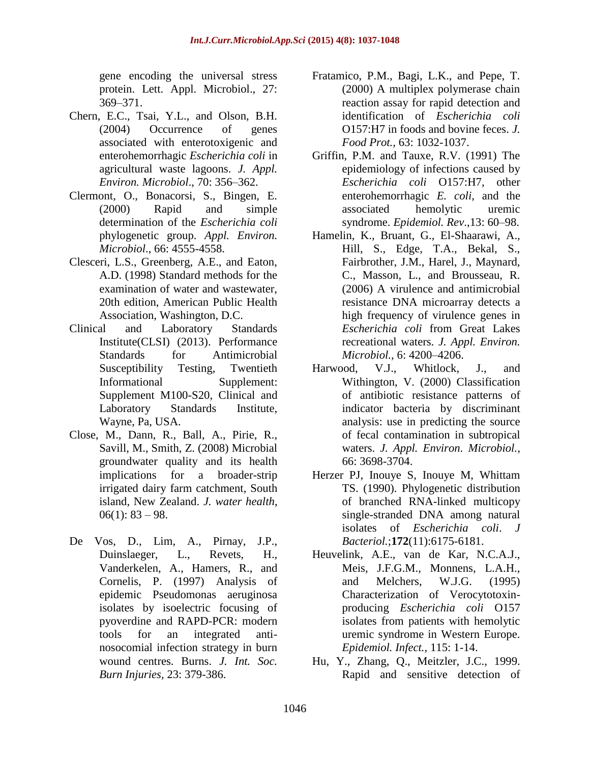gene encoding the universal stress protein. Lett. Appl. Microbiol., 27: 369–371.

Chern, E.C., Tsai, Y.L., and Olson, B.H. (2004) Occurrence of genes associated with enterotoxigenic and enterohemorrhagic *Escherichia coli* in agricultural waste lagoons. *J. Appl. Environ. Microbiol*., 70: 356–362.

Clermont, O., Bonacorsi, S., Bingen, E. (2000) Rapid and simple determination of the *Escherichia coli* phylogenetic group. *Appl. Environ. Microbiol*., 66: 4555-4558.

Clesceri, L.S., Greenberg, A.E., and Eaton, A.D. (1998) Standard methods for the examination of water and wastewater, 20th edition, American Public Health Association, Washington, D.C.

Clinical and Laboratory Standards Institute(CLSI) (2013). Performance Standards for Antimicrobial Susceptibility Testing, Twentieth Informational Supplement: Supplement M100-S20, Clinical and Laboratory Standards Institute, Wayne, Pa, USA.

Close, M., Dann, R., Ball, A., Pirie, R., Savill, M., Smith, Z. (2008) Microbial groundwater quality and its health implications for a broader-strip irrigated dairy farm catchment, South island, New Zealand. *J. water health*, 06(1): 83 – 98.

De Vos, D., Lim, A., Pirnay, J.P., Duinslaeger, L., Revets, H., Vanderkelen, A., Hamers, R., and Cornelis, P. (1997) Analysis of epidemic Pseudomonas aeruginosa isolates by isoelectric focusing of pyoverdine and RAPD-PCR: modern tools for an integrated anti-nosocomial infection strategy in burn wound centres. Burns. *J. Int. Soc. Burn Injuries*, 23: 379-386.

Fratamico, P.M., Bagi, L.K., and Pepe, T. (2000) A multiplex polymerase chain reaction assay for rapid detection and identification of *Escherichia coli* O157:H7 in foods and bovine feces. *J. Food Prot.,* 63: 1032-1037.

Griffin, P.M. and Tauxe, R.V. (1991) The epidemiology of infections caused by *Escherichia coli* O157:H7, other enterohemorrhagic *E. coli*, and the associated hemolytic uremic syndrome. *Epidemiol. Rev*.,13: 60–98.

Hamelin, K., Bruant, G., El-Shaarawi, A., Hill, S., Edge, T.A., Bekal, S., Fairbrother, J.M., Harel, J., Maynard, C., Masson, L., and Brousseau, R. (2006) A virulence and antimicrobial resistance DNA microarray detects a high frequency of virulence genes in *Escherichia coli* from Great Lakes recreational waters. *J. Appl. Environ. Microbiol.,* 6: 4200–4206.

Harwood, V.J., Whitlock, J., and Withington, V. (2000) Classification of antibiotic resistance patterns of indicator bacteria by discriminant analysis: use in predicting the source of fecal contamination in subtropical waters. *J. Appl. Environ. Microbiol.,* 66: 3698-3704.

Herzer PJ, Inouye S, Inouye M, Whittam TS. (1990). Phylogenetic distribution of branched RNA-linked multicopy single-stranded DNA among natural isolates of *Escherichia coli*. *J Bacteriol.*;**172**(11):6175-6181.

Heuvelink, A.E., van de Kar, N.C.A.J., Meis, J.F.G.M., Monnens, L.A.H., and Melchers, W.J.G. (1995) Characterization of Verocytotoxin-producing *Escherichia coli* O157 isolates from patients with hemolytic uremic syndrome in Western Europe. *Epidemiol. Infect.,* 115: 1-14.

Hu, Y., Zhang, Q., Meitzler, J.C., 1999. Rapid and sensitive detection of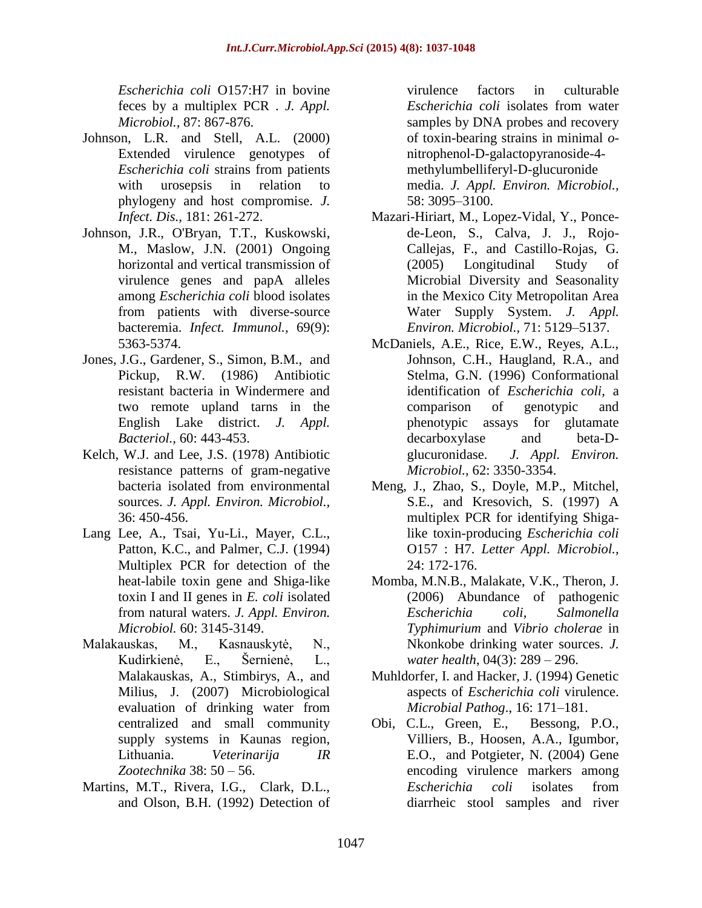*Escherichia coli* O157:H7 in bovine feces by a multiplex PCR . *J. Appl. Microbiol.,* 87: 867-876.

Johnson, L.R. and Stell, A.L. (2000) Extended virulence genotypes of *Escherichia coli* strains from patients with urosepsis in relation to phylogeny and host compromise. *J. Infect. Dis.,* 181: 261-272.

Johnson, J.R., O'Bryan, T.T., Kuskowski, M., Maslow, J.N. (2001) Ongoing horizontal and vertical transmission of virulence genes and papA alleles among *Escherichia coli* blood isolates from patients with diverse-source bacteremia. *Infect. Immunol.,* 69(9): 5363-5374.

Jones, J.G., Gardener, S., Simon, B.M., and Pickup, R.W. (1986) Antibiotic resistant bacteria in Windermere and two remote upland tarns in the English Lake district. *J. Appl. Bacteriol.,* 60: 443-453.

Kelch, W.J. and Lee, J.S. (1978) Antibiotic resistance patterns of gram-negative bacteria isolated from environmental sources. *J. Appl. Environ. Microbiol.,* 36: 450-456.

Lang Lee, A., Tsai, Yu-Li., Mayer, C.L., Patton, K.C., and Palmer, C.J. (1994) Multiplex PCR for detection of the heat-labile toxin gene and Shiga-like toxin I and II genes in *E. coli* isolated from natural waters. *J. Appl. Environ. Microbiol.* 60: 3145-3149.

Malakauskas, M., Kasnauskytė, N., Kudirkienė, E., Šernienė, L., Malakauskas, A., Stimbirys, A., and Milius, J. (2007) Microbiological evaluation of drinking water from centralized and small community supply systems in Kaunas region, Lithuania. *Veterinarija IR Zootechnika* 38: 50 – 56.

Martins, M.T., Rivera, I.G., Clark, D.L., and Olson, B.H. (1992) Detection of virulence factors in culturable *Escherichia coli* isolates from water samples by DNA probes and recovery of toxin-bearing strains in minimal *o*-nitrophenol-D-galactopyranoside-4-methylumbelliferyl-D-glucuronide media. *J. Appl. Environ. Microbiol.,* 58: 3095–3100.

Mazari-Hiriart, M., Lopez-Vidal, Y., Ponce-de-Leon, S., Calva, J. J., Rojo-Callejas, F., and Castillo-Rojas, G. (2005) Longitudinal Study of Microbial Diversity and Seasonality in the Mexico City Metropolitan Area Water Supply System. *J. Appl. Environ. Microbiol.,* 71: 5129–5137.

McDaniels, A.E., Rice, E.W., Reyes, A.L., Johnson, C.H., Haugland, R.A., and Stelma, G.N. (1996) Conformational identification of *Escherichia coli*, a comparison of genotypic and phenotypic assays for glutamate decarboxylase and beta-D-glucuronidase. *J. Appl. Environ. Microbiol.,* 62: 3350-3354.

Meng, J., Zhao, S., Doyle, M.P., Mitchel, S.E., and Kresovich, S. (1997) A multiplex PCR for identifying Shiga-like toxin-producing *Escherichia coli* O157 : H7. *Letter Appl. Microbiol.,* 24: 172-176.

Momba, M.N.B., Malakate, V.K., Theron, J. (2006) Abundance of pathogenic *Escherichia coli, Salmonella Typhimurium* and *Vibrio cholerae* in Nkonkobe drinking water sources. *J. water health*, 04(3): 289 – 296.

Muhldorfer, I. and Hacker, J. (1994) Genetic aspects of *Escherichia coli* virulence. *Microbial Pathog*., 16: 171–181.

Obi, C.L., Green, E., Bessong, P.O., Villiers, B., Hoosen, A.A., Igumbor, E.O., and Potgieter, N. (2004) Gene encoding virulence markers among *Escherichia coli* isolates from diarrheic stool samples and river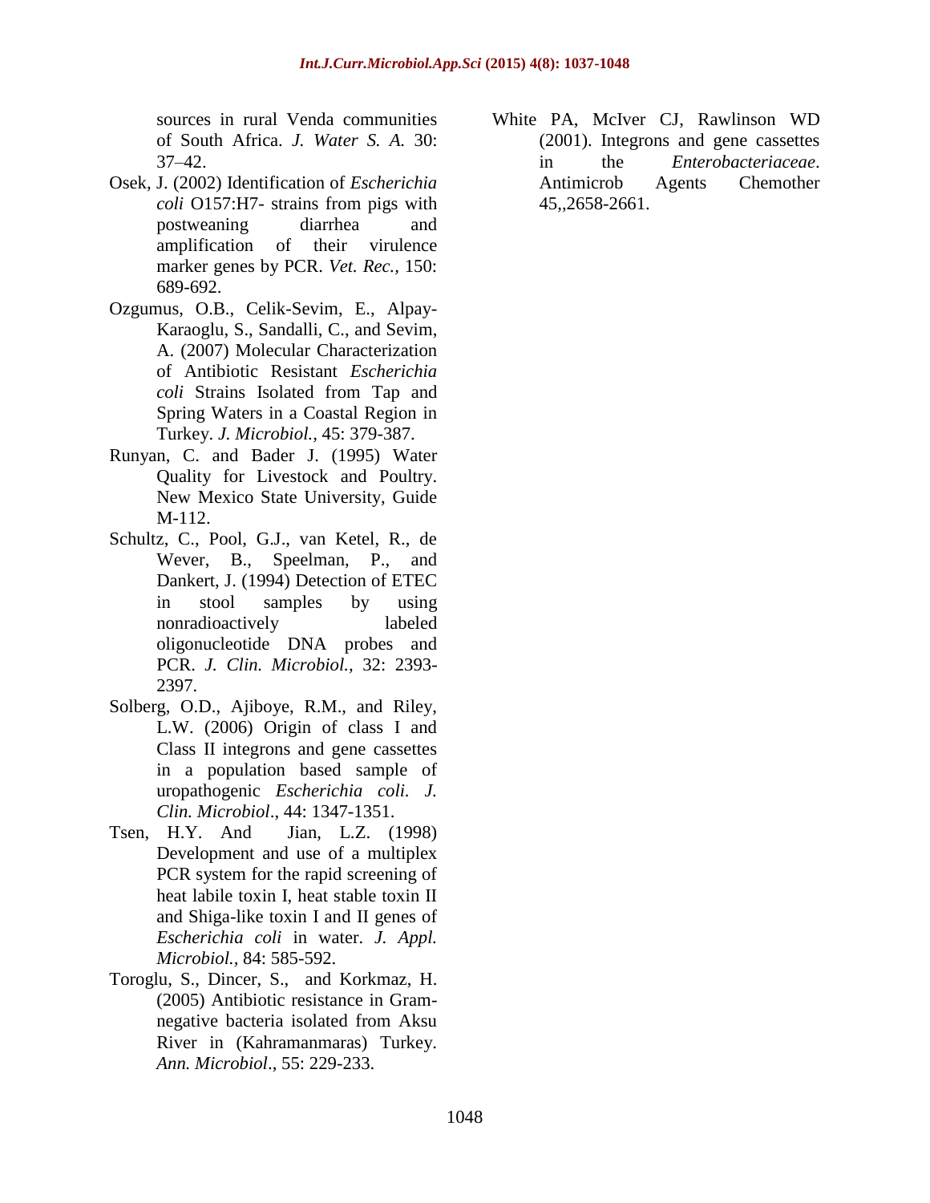sources in rural Venda communities of South Africa. *J. Water S. A.* 30: 37–42.

Osek, J. (2002) Identification of *Escherichia coli* O157:H7- strains from pigs with postweaning diarrhea and amplification of their virulence marker genes by PCR. *Vet. Rec.,* 150: 689-692.

Ozgumus, O.B., Celik-Sevim, E., Alpay-Karaoglu, S., Sandalli, C., and Sevim, A. (2007) Molecular Characterization of Antibiotic Resistant *Escherichia coli* Strains Isolated from Tap and Spring Waters in a Coastal Region in Turkey. *J. Microbiol.,* 45: 379-387.

Runyan, C. and Bader J. (1995) Water Quality for Livestock and Poultry. New Mexico State University, Guide M-112.

Schultz, C., Pool, G.J., van Ketel, R., de Wever, B., Speelman, P., and Dankert, J. (1994) Detection of ETEC in stool samples by using nonradioactively labeled oligonucleotide DNA probes and PCR. *J. Clin. Microbiol.,* 32: 2393-2397.

Solberg, O.D., Ajiboye, R.M., and Riley, L.W. (2006) Origin of class I and Class II integrons and gene cassettes in a population based sample of uropathogenic *Escherichia coli. J. Clin. Microbiol*., 44: 1347-1351.

Tsen, H.Y. And Jian, L.Z. (1998) Development and use of a multiplex PCR system for the rapid screening of heat labile toxin I, heat stable toxin II and Shiga-like toxin I and II genes of *Escherichia coli* in water. *J. Appl. Microbiol.,* 84: 585-592.

Toroglu, S., Dincer, S., and Korkmaz, H. (2005) Antibiotic resistance in Gram-negative bacteria isolated from Aksu River in (Kahramanmaras) Turkey. *Ann. Microbiol*., 55: 229-233.

White PA, McIver CJ, Rawlinson WD (2001). Integrons and gene cassettes in the *Enterobacteriaceae*. Antimicrob Agents Chemother 45,,2658-2661.